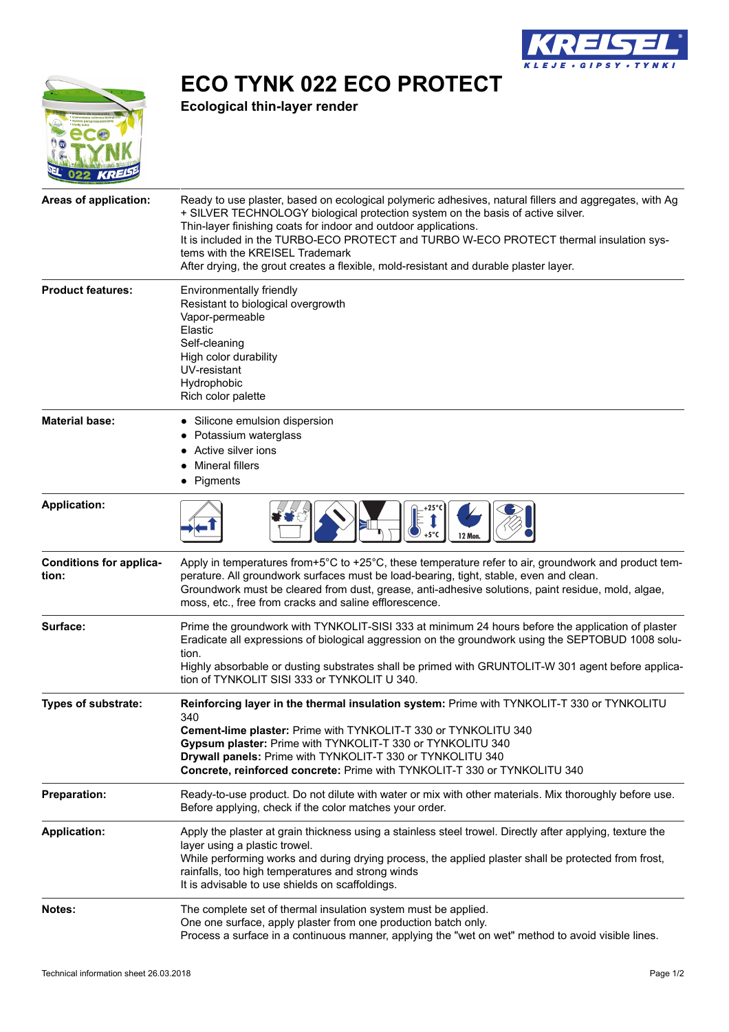# ECO TYNK 022 ECO PROTECT

**Ecological thin-layer render**

**Areas of application:**

Ready to use plaster, based on ecological polymeric adhesives, natural fillers and aggregates, with Ag + SILVER TECHNOLOGY biological protection system on the basis of active silver.
Thin-layer finishing coats for indoor and outdoor applications.
It is included in the TURBO-ECO PROTECT and TURBO W-ECO PROTECT thermal insulation systems with the KREISEL Trademark
After drying, the grout creates a flexible, mold-resistant and durable plaster layer.

**Product features:**

Environmentally friendly
Resistant to biological overgrowth
Vapor-permeable
Elastic
Self-cleaning
High color durability
UV-resistant
Hydrophobic
Rich color palette

**Material base:**

- Silicone emulsion dispersion
- Potassium waterglass
- Active silver ions
- Mineral fillers
- Pigments

**Application:**

+25°C +5°C 12 Mon.

**Conditions for application:**

Apply in temperatures from+5°C to +25°C, these temperature refer to air, groundwork and product temperature. All groundwork surfaces must be load-bearing, tight, stable, even and clean.
Groundwork must be cleared from dust, grease, anti-adhesive solutions, paint residue, mold, algae, moss, etc., free from cracks and saline efflorescence.

**Surface:**

Prime the groundwork with TYNKOLIT-SISI 333 at minimum 24 hours before the application of plaster
Eradicate all expressions of biological aggression on the groundwork using the SEPTOBUD 1008 solution.
Highly absorbable or dusting substrates shall be primed with GRUNTOLIT-W 301 agent before application of TYNKOLIT SISI 333 or TYNKOLIT U 340.

**Types of substrate:**

**Reinforcing layer in the thermal insulation system:** Prime with TYNKOLIT-T 330 or TYNKOLITU 340
**Cement-lime plaster:** Prime with TYNKOLIT-T 330 or TYNKOLITU 340
**Gypsum plaster:** Prime with TYNKOLIT-T 330 or TYNKOLITU 340
**Drywall panels:** Prime with TYNKOLIT-T 330 or TYNKOLITU 340
**Concrete, reinforced concrete:** Prime with TYNKOLIT-T 330 or TYNKOLITU 340

**Preparation:**

Ready-to-use product. Do not dilute with water or mix with other materials. Mix thoroughly before use.
Before applying, check if the color matches your order.

**Application:**

Apply the plaster at grain thickness using a stainless steel trowel. Directly after applying, texture the layer using a plastic trowel.
While performing works and during drying process, the applied plaster shall be protected from frost, rainfalls, too high temperatures and strong winds
It is advisable to use shields on scaffoldings.

**Notes:**

The complete set of thermal insulation system must be applied.
One one surface, apply plaster from one production batch only.
Process a surface in a continuous manner, applying the "wet on wet" method to avoid visible lines.

Technical information sheet 26.03.2018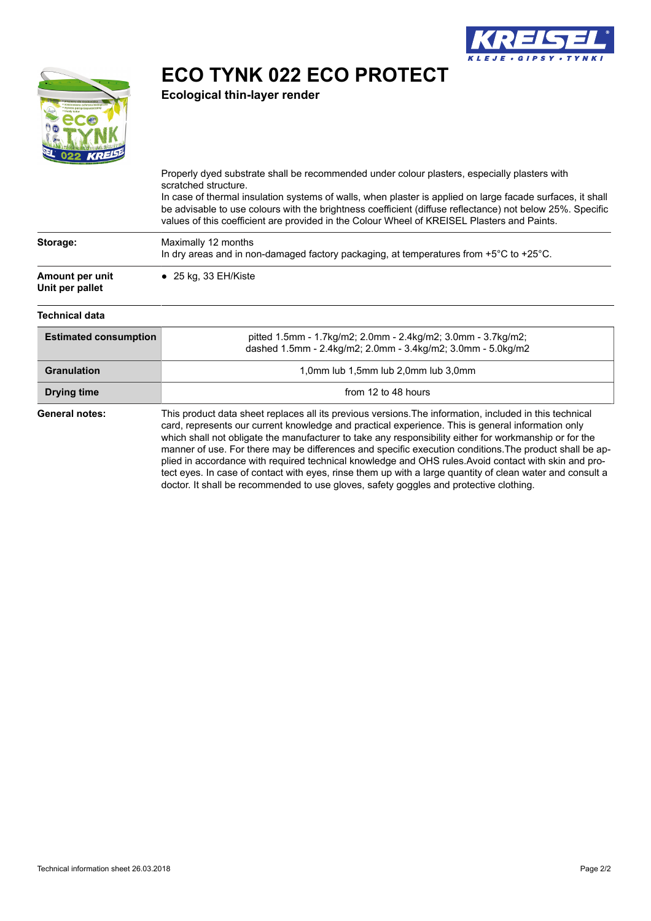# ECO TYNK 022 ECO PROTECT

**Ecological thin-layer render**

Properly dyed substrate shall be recommended under colour plasters, especially plasters with scratched structure.
In case of thermal insulation systems of walls, when plaster is applied on large facade surfaces, it shall be advisable to use colours with the brightness coefficient (diffuse reflectance) not below 25%. Specific values of this coefficient are provided in the Colour Wheel of KREISEL Plasters and Paints.

**Storage:**

Maximally 12 months
In dry areas and in non-damaged factory packaging, at temperatures from +5°C to +25°C.

**Amount per unit**
**Unit per pallet**

- 25 kg, 33 EH/Kiste

**Technical data**

| | |
|---|---|
| **Estimated consumption** | pitted 1.5mm - 1.7kg/m2; 2.0mm - 2.4kg/m2; 3.0mm - 3.7kg/m2; dashed 1.5mm - 2.4kg/m2; 2.0mm - 3.4kg/m2; 3.0mm - 5.0kg/m2 |
| **Granulation** | 1,0mm lub 1,5mm lub 2,0mm lub 3,0mm |
| **Drying time** | from 12 to 48 hours |

**General notes:**

This product data sheet replaces all its previous versions.The information, included in this technical card, represents our current knowledge and practical experience. This is general information only which shall not obligate the manufacturer to take any responsibility either for workmanship or for the manner of use. For there may be differences and specific execution conditions.The product shall be applied in accordance with required technical knowledge and OHS rules.Avoid contact with skin and protect eyes. In case of contact with eyes, rinse them up with a large quantity of clean water and consult a doctor. It shall be recommended to use gloves, safety goggles and protective clothing.